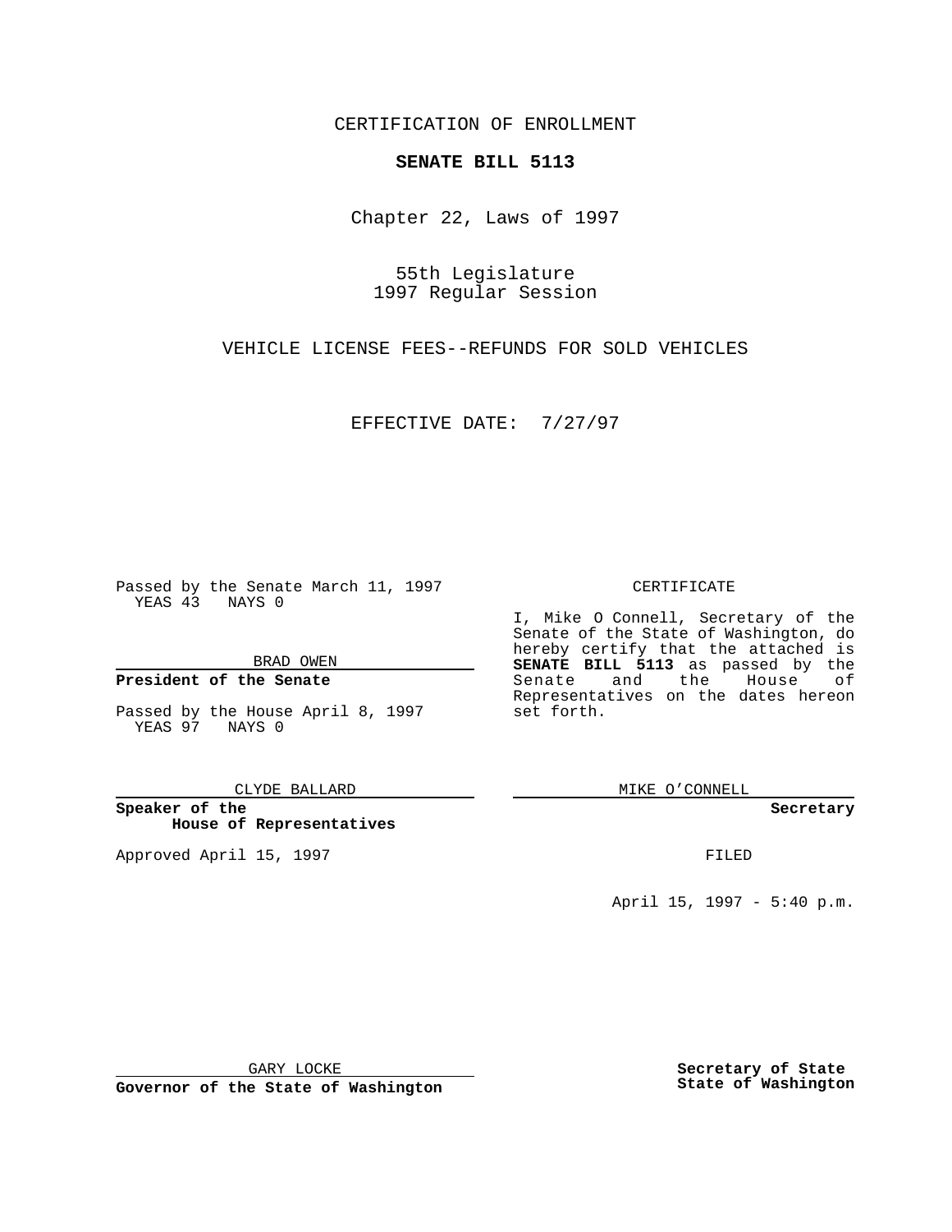CERTIFICATION OF ENROLLMENT

**SENATE BILL 5113**

Chapter 22, Laws of 1997

55th Legislature
1997 Regular Session

VEHICLE LICENSE FEES--REFUNDS FOR SOLD VEHICLES

EFFECTIVE DATE: 7/27/97

Passed by the Senate March 11, 1997
YEAS 43 NAYS 0

BRAD OWEN

**President of the Senate**

Passed by the House April 8, 1997
YEAS 97 NAYS 0

CLYDE BALLARD

**Speaker of the House of Representatives**

Approved April 15, 1997

GARY LOCKE

**Governor of the State of Washington**

CERTIFICATE

I, Mike O Connell, Secretary of the Senate of the State of Washington, do hereby certify that the attached is **SENATE BILL 5113** as passed by the Senate and the House of Representatives on the dates hereon set forth.

MIKE O'CONNELL

**Secretary**

FILED

April 15, 1997 - 5:40 p.m.

**Secretary of State**
**State of Washington**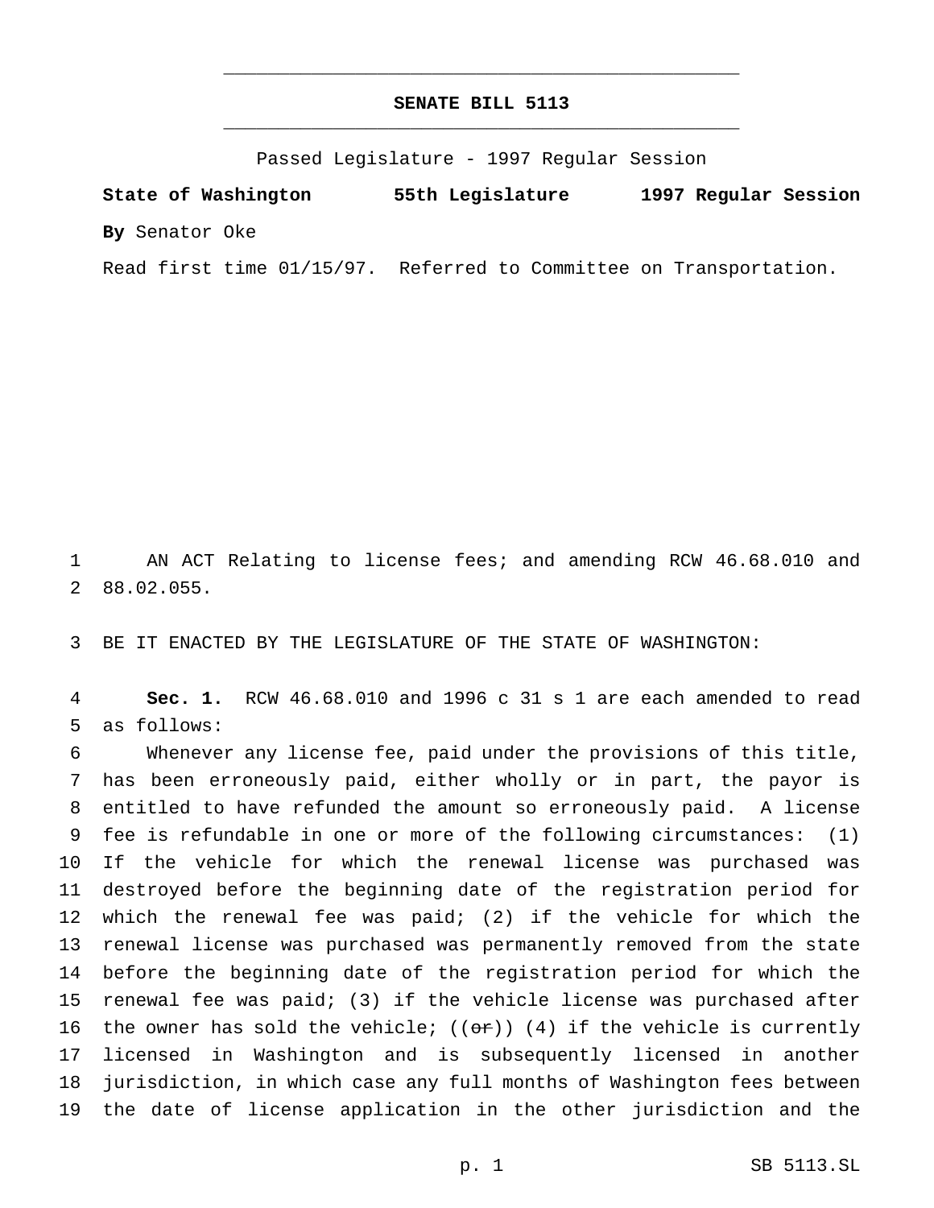# SENATE BILL 5113

Passed Legislature - 1997 Regular Session

**State of Washington 55th Legislature 1997 Regular Session**

**By** Senator Oke

Read first time 01/15/97. Referred to Committee on Transportation.

1 AN ACT Relating to license fees; and amending RCW 46.68.010 and
2 88.02.055.

3 BE IT ENACTED BY THE LEGISLATURE OF THE STATE OF WASHINGTON:

4 **Sec. 1.** RCW 46.68.010 and 1996 c 31 s 1 are each amended to read
5 as follows:

6 Whenever any license fee, paid under the provisions of this title,
7 has been erroneously paid, either wholly or in part, the payor is
8 entitled to have refunded the amount so erroneously paid. A license
9 fee is refundable in one or more of the following circumstances: (1)
10 If the vehicle for which the renewal license was purchased was
11 destroyed before the beginning date of the registration period for
12 which the renewal fee was paid; (2) if the vehicle for which the
13 renewal license was purchased was permanently removed from the state
14 before the beginning date of the registration period for which the
15 renewal fee was paid; (3) if the vehicle license was purchased after
16 the owner has sold the vehicle; ((~~or~~)) (4) if the vehicle is currently
17 licensed in Washington and is subsequently licensed in another
18 jurisdiction, in which case any full months of Washington fees between
19 the date of license application in the other jurisdiction and the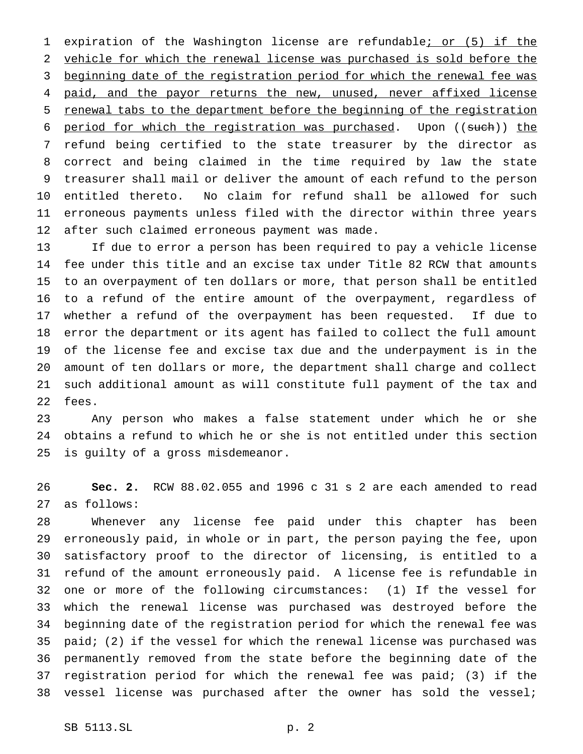expiration of the Washington license are refundable; or (5) if the vehicle for which the renewal license was purchased is sold before the beginning date of the registration period for which the renewal fee was paid, and the payor returns the new, unused, never affixed license renewal tabs to the department before the beginning of the registration period for which the registration was purchased. Upon ((such)) the refund being certified to the state treasurer by the director as correct and being claimed in the time required by law the state treasurer shall mail or deliver the amount of each refund to the person entitled thereto. No claim for refund shall be allowed for such erroneous payments unless filed with the director within three years after such claimed erroneous payment was made.

If due to error a person has been required to pay a vehicle license fee under this title and an excise tax under Title 82 RCW that amounts to an overpayment of ten dollars or more, that person shall be entitled to a refund of the entire amount of the overpayment, regardless of whether a refund of the overpayment has been requested. If due to error the department or its agent has failed to collect the full amount of the license fee and excise tax due and the underpayment is in the amount of ten dollars or more, the department shall charge and collect such additional amount as will constitute full payment of the tax and fees.

Any person who makes a false statement under which he or she obtains a refund to which he or she is not entitled under this section is guilty of a gross misdemeanor.

**Sec. 2.** RCW 88.02.055 and 1996 c 31 s 2 are each amended to read as follows:

Whenever any license fee paid under this chapter has been erroneously paid, in whole or in part, the person paying the fee, upon satisfactory proof to the director of licensing, is entitled to a refund of the amount erroneously paid. A license fee is refundable in one or more of the following circumstances: (1) If the vessel for which the renewal license was purchased was destroyed before the beginning date of the registration period for which the renewal fee was paid; (2) if the vessel for which the renewal license was purchased was permanently removed from the state before the beginning date of the registration period for which the renewal fee was paid; (3) if the vessel license was purchased after the owner has sold the vessel;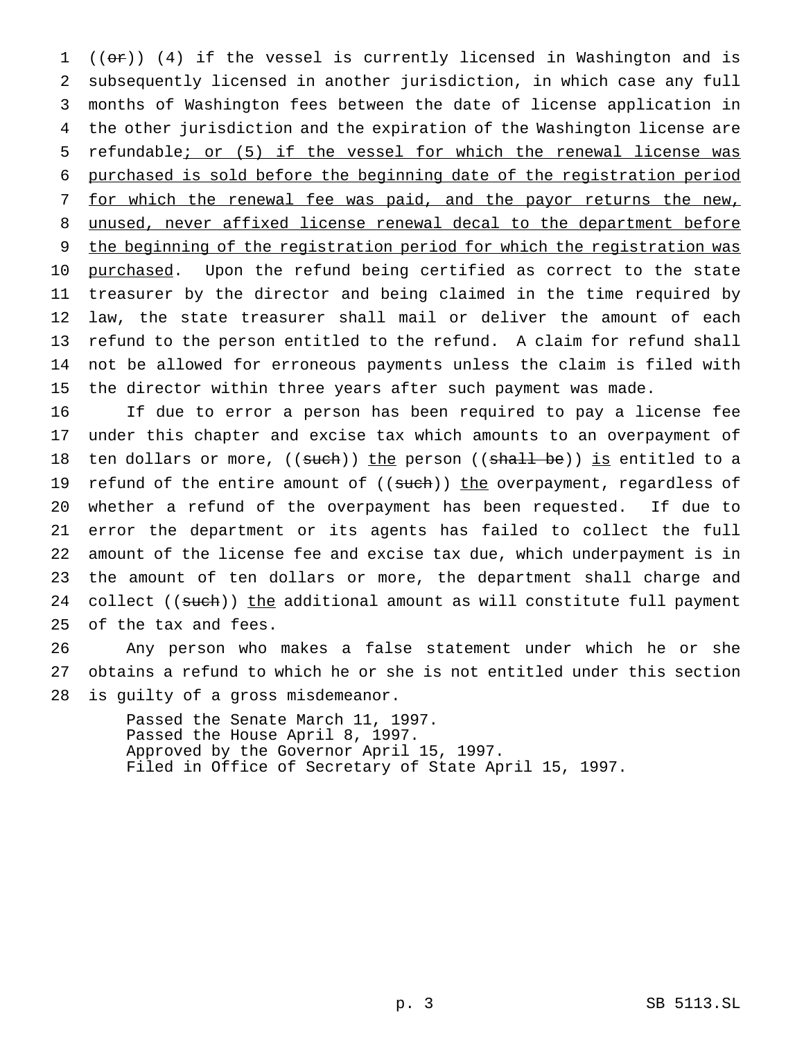((~~or~~)) (4) if the vessel is currently licensed in Washington and is subsequently licensed in another jurisdiction, in which case any full months of Washington fees between the date of license application in the other jurisdiction and the expiration of the Washington license are refundable<u>; or (5) if the vessel for which the renewal license was purchased is sold before the beginning date of the registration period for which the renewal fee was paid, and the payor returns the new, unused, never affixed license renewal decal to the department before the beginning of the registration period for which the registration was purchased</u>. Upon the refund being certified as correct to the state treasurer by the director and being claimed in the time required by law, the state treasurer shall mail or deliver the amount of each refund to the person entitled to the refund. A claim for refund shall not be allowed for erroneous payments unless the claim is filed with the director within three years after such payment was made.

If due to error a person has been required to pay a license fee under this chapter and excise tax which amounts to an overpayment of ten dollars or more, ((~~such~~)) <u>the</u> person ((~~shall be~~)) <u>is</u> entitled to a refund of the entire amount of ((~~such~~)) <u>the</u> overpayment, regardless of whether a refund of the overpayment has been requested. If due to error the department or its agents has failed to collect the full amount of the license fee and excise tax due, which underpayment is in the amount of ten dollars or more, the department shall charge and collect ((~~such~~)) <u>the</u> additional amount as will constitute full payment of the tax and fees.

Any person who makes a false statement under which he or she obtains a refund to which he or she is not entitled under this section is guilty of a gross misdemeanor.

Passed the Senate March 11, 1997.
Passed the House April 8, 1997.
Approved by the Governor April 15, 1997.
Filed in Office of Secretary of State April 15, 1997.